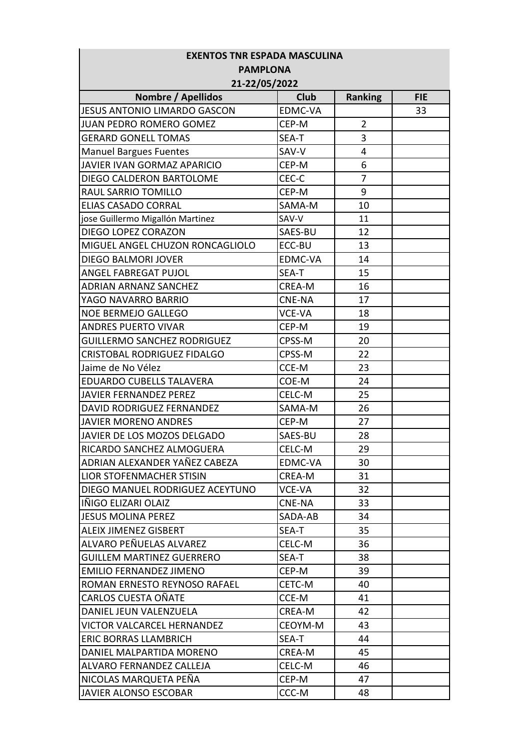| EXENTOS TNR ESPADA MASCULINA<br>PAMPLONA<br>21-22/05/2022 | | | |
|---|---|---|---|
| **Nombre / Apellidos** | **Club** | **Ranking** | **FIE** |
| JESUS ANTONIO LIMARDO GASCON | EDMC-VA | | 33 |
| JUAN PEDRO ROMERO GOMEZ | CEP-M | 2 | |
| GERARD GONELL TOMAS | SEA-T | 3 | |
| Manuel Bargues Fuentes | SAV-V | 4 | |
| JAVIER IVAN GORMAZ APARICIO | CEP-M | 6 | |
| DIEGO CALDERON BARTOLOME | CEC-C | 7 | |
| RAUL SARRIO TOMILLO | CEP-M | 9 | |
| ELIAS CASADO CORRAL | SAMA-M | 10 | |
| jose Guillermo Migallón Martinez | SAV-V | 11 | |
| DIEGO LOPEZ CORAZON | SAES-BU | 12 | |
| MIGUEL ANGEL CHUZON RONCAGLIOLO | ECC-BU | 13 | |
| DIEGO BALMORI JOVER | EDMC-VA | 14 | |
| ANGEL FABREGAT PUJOL | SEA-T | 15 | |
| ADRIAN ARNANZ SANCHEZ | CREA-M | 16 | |
| YAGO NAVARRO BARRIO | CNE-NA | 17 | |
| NOE BERMEJO GALLEGO | VCE-VA | 18 | |
| ANDRES PUERTO VIVAR | CEP-M | 19 | |
| GUILLERMO SANCHEZ RODRIGUEZ | CPSS-M | 20 | |
| CRISTOBAL RODRIGUEZ FIDALGO | CPSS-M | 22 | |
| Jaime de No Vélez | CCE-M | 23 | |
| EDUARDO CUBELLS TALAVERA | COE-M | 24 | |
| JAVIER FERNANDEZ PEREZ | CELC-M | 25 | |
| DAVID RODRIGUEZ FERNANDEZ | SAMA-M | 26 | |
| JAVIER MORENO ANDRES | CEP-M | 27 | |
| JAVIER DE LOS MOZOS DELGADO | SAES-BU | 28 | |
| RICARDO SANCHEZ ALMOGUERA | CELC-M | 29 | |
| ADRIAN ALEXANDER YAÑEZ CABEZA | EDMC-VA | 30 | |
| LIOR STOFENMACHER STISIN | CREA-M | 31 | |
| DIEGO MANUEL RODRIGUEZ ACEYTUNO | VCE-VA | 32 | |
| IÑIGO ELIZARI OLAIZ | CNE-NA | 33 | |
| JESUS MOLINA PEREZ | SADA-AB | 34 | |
| ALEIX JIMENEZ GISBERT | SEA-T | 35 | |
| ALVARO PEÑUELAS ALVAREZ | CELC-M | 36 | |
| GUILLEM MARTINEZ GUERRERO | SEA-T | 38 | |
| EMILIO FERNANDEZ JIMENO | CEP-M | 39 | |
| ROMAN ERNESTO REYNOSO RAFAEL | CETC-M | 40 | |
| CARLOS CUESTA OÑATE | CCE-M | 41 | |
| DANIEL JEUN VALENZUELA | CREA-M | 42 | |
| VICTOR VALCARCEL HERNANDEZ | CEOYM-M | 43 | |
| ERIC BORRAS LLAMBRICH | SEA-T | 44 | |
| DANIEL MALPARTIDA MORENO | CREA-M | 45 | |
| ALVARO FERNANDEZ CALLEJA | CELC-M | 46 | |
| NICOLAS MARQUETA PEÑA | CEP-M | 47 | |
| JAVIER ALONSO ESCOBAR | CCC-M | 48 | |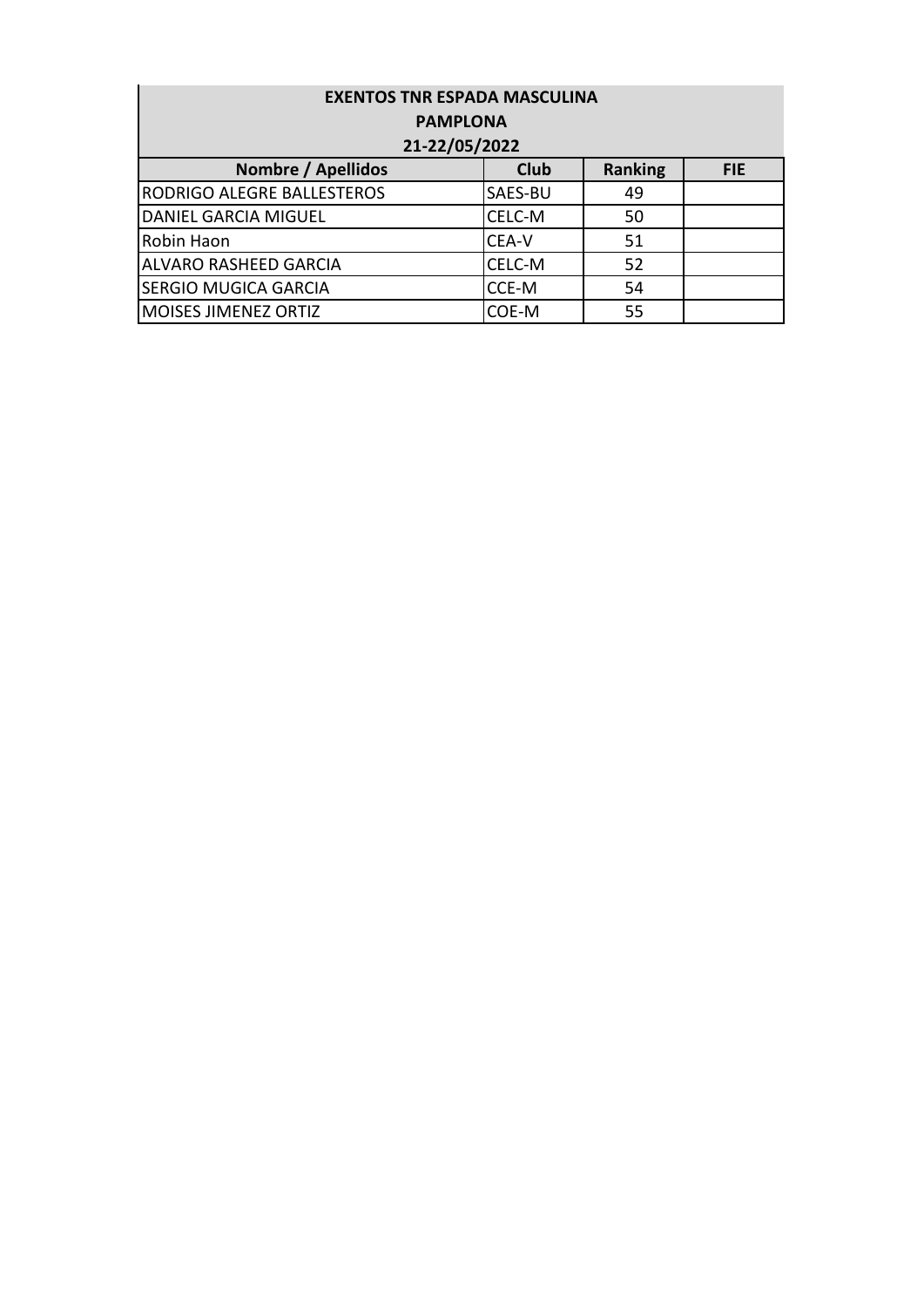| EXENTOS TNR ESPADA MASCULINA<br>PAMPLONA<br>21-22/05/2022 | | | |
|---|---|---|---|
| **Nombre / Apellidos** | **Club** | **Ranking** | **FIE** |
| RODRIGO ALEGRE BALLESTEROS | SAES-BU | 49 | |
| DANIEL GARCIA MIGUEL | CELC-M | 50 | |
| Robin Haon | CEA-V | 51 | |
| ALVARO RASHEED GARCIA | CELC-M | 52 | |
| SERGIO MUGICA GARCIA | CCE-M | 54 | |
| MOISES JIMENEZ ORTIZ | COE-M | 55 | |